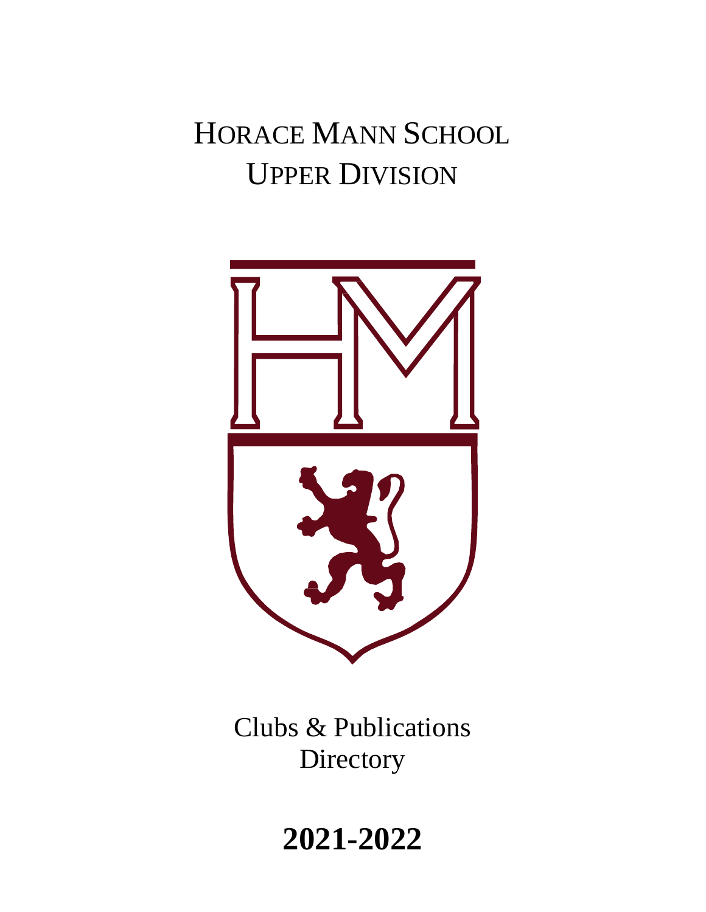# HORACE MANN SCHOOL
# UPPER DIVISION

Clubs & Publications
Directory

**2021-2022**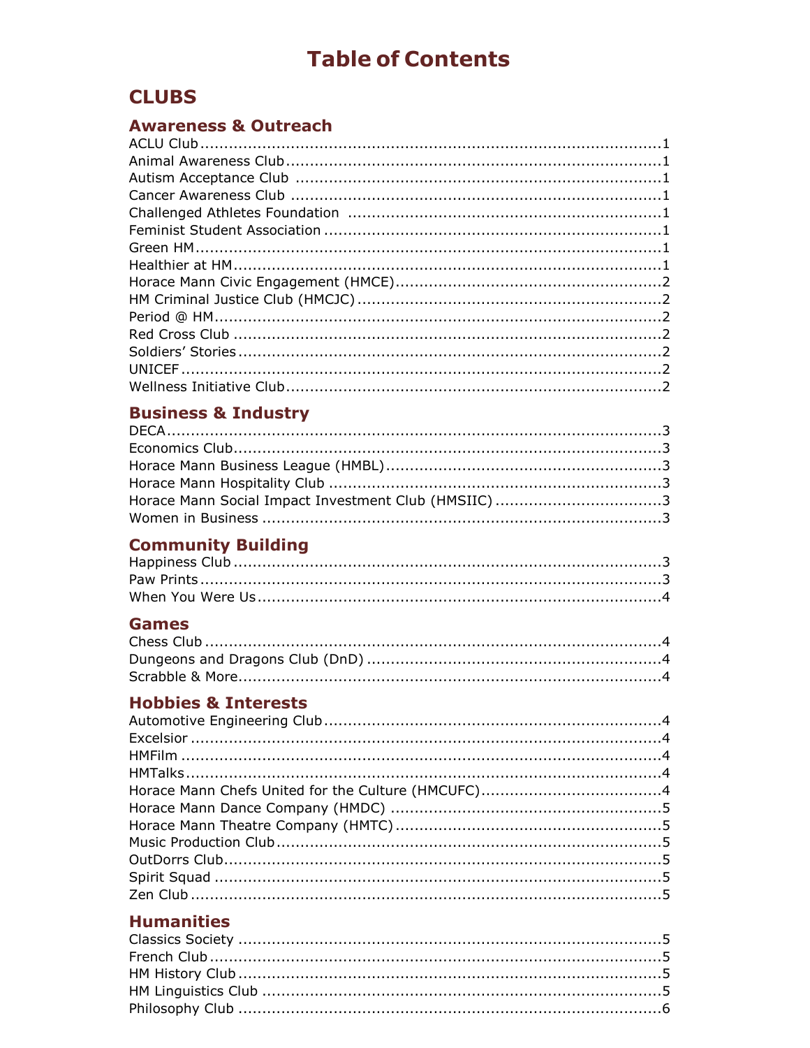# Table of Contents

## CLUBS

### Awareness & Outreach

ACLU Club ........................................ 1
Animal Awareness Club ........................................ 1
Autism Acceptance Club ........................................ 1
Cancer Awareness Club ........................................ 1
Challenged Athletes Foundation ........................................ 1
Feminist Student Association ........................................ 1
Green HM ........................................ 1
Healthier at HM ........................................ 1
Horace Mann Civic Engagement (HMCE) ........................................ 2
HM Criminal Justice Club (HMCJC) ........................................ 2
Period @ HM ........................................ 2
Red Cross Club ........................................ 2
Soldiers' Stories ........................................ 2
UNICEF ........................................ 2
Wellness Initiative Club ........................................ 2

### Business & Industry

DECA ........................................ 3
Economics Club ........................................ 3
Horace Mann Business League (HMBL) ........................................ 3
Horace Mann Hospitality Club ........................................ 3
Horace Mann Social Impact Investment Club (HMSIIC) ........................................ 3
Women in Business ........................................ 3

### Community Building

Happiness Club ........................................ 3
Paw Prints ........................................ 3
When You Were Us ........................................ 4

### Games

Chess Club ........................................ 4
Dungeons and Dragons Club (DnD) ........................................ 4
Scrabble & More ........................................ 4

### Hobbies & Interests

Automotive Engineering Club ........................................ 4
Excelsior ........................................ 4
HMFilm ........................................ 4
HMTalks ........................................ 4
Horace Mann Chefs United for the Culture (HMCUFC) ........................................ 4
Horace Mann Dance Company (HMDC) ........................................ 5
Horace Mann Theatre Company (HMTC) ........................................ 5
Music Production Club ........................................ 5
OutDorrs Club ........................................ 5
Spirit Squad ........................................ 5
Zen Club ........................................ 5

### Humanities

Classics Society ........................................ 5
French Club ........................................ 5
HM History Club ........................................ 5
HM Linguistics Club ........................................ 5
Philosophy Club ........................................ 6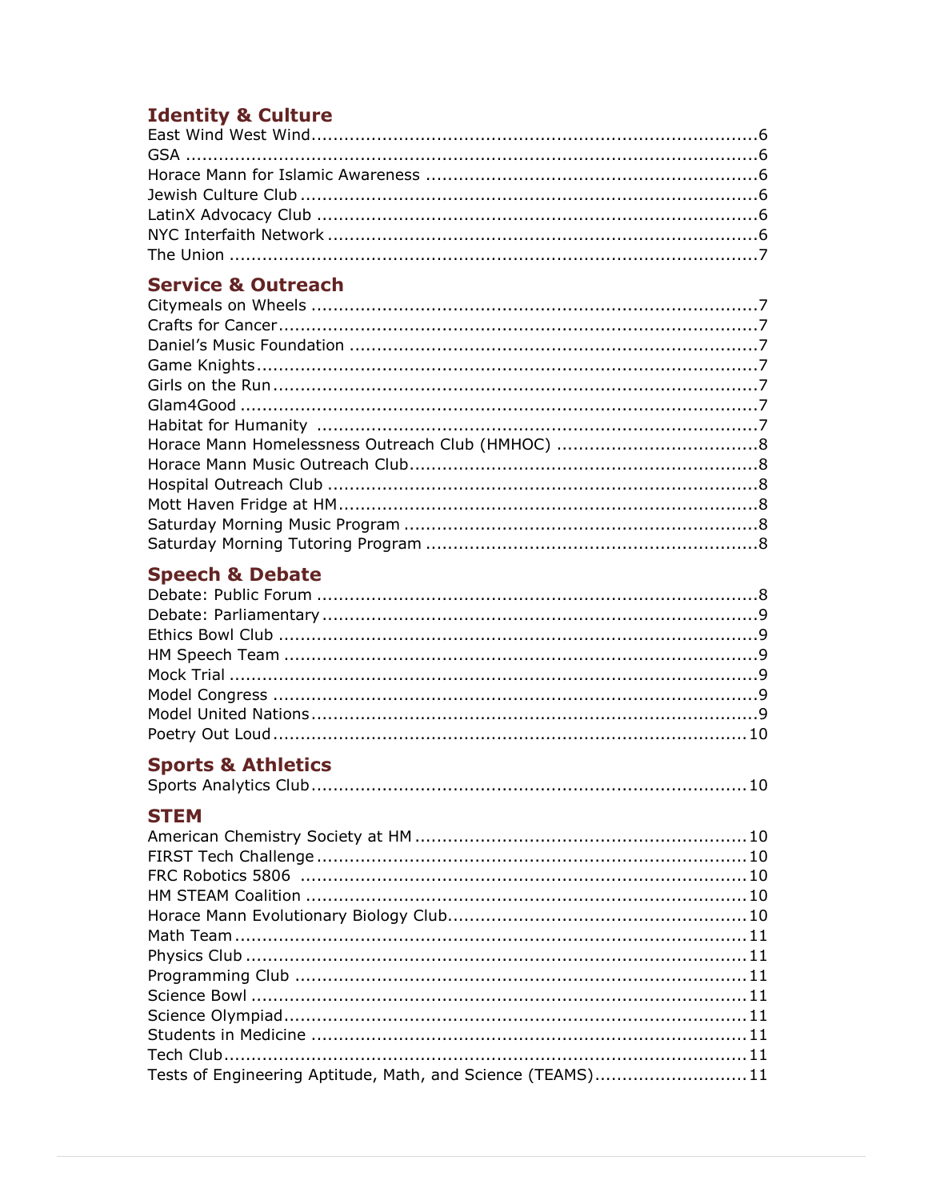## Identity & Culture

East Wind West Wind....................6
GSA....................6
Horace Mann for Islamic Awareness....................6
Jewish Culture Club....................6
LatinX Advocacy Club....................6
NYC Interfaith Network....................6
The Union....................7

## Service & Outreach

Citymeals on Wheels....................7
Crafts for Cancer....................7
Daniel's Music Foundation....................7
Game Knights....................7
Girls on the Run....................7
Glam4Good....................7
Habitat for Humanity....................7
Horace Mann Homelessness Outreach Club (HMHOC)....................8
Horace Mann Music Outreach Club....................8
Hospital Outreach Club....................8
Mott Haven Fridge at HM....................8
Saturday Morning Music Program....................8
Saturday Morning Tutoring Program....................8

## Speech & Debate

Debate: Public Forum....................8
Debate: Parliamentary....................9
Ethics Bowl Club....................9
HM Speech Team....................9
Mock Trial....................9
Model Congress....................9
Model United Nations....................9
Poetry Out Loud....................10

## Sports & Athletics

Sports Analytics Club....................10

## STEM

American Chemistry Society at HM....................10
FIRST Tech Challenge....................10
FRC Robotics 5806....................10
HM STEAM Coalition....................10
Horace Mann Evolutionary Biology Club....................10
Math Team....................11
Physics Club....................11
Programming Club....................11
Science Bowl....................11
Science Olympiad....................11
Students in Medicine....................11
Tech Club....................11
Tests of Engineering Aptitude, Math, and Science (TEAMS)....................11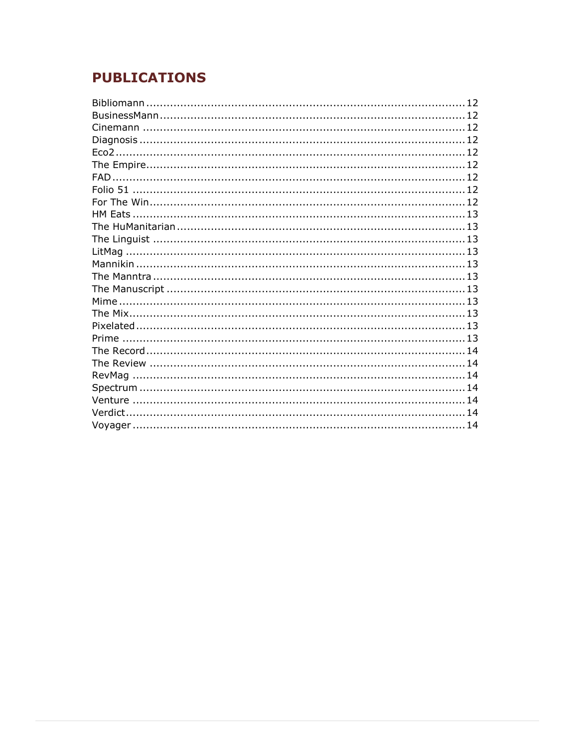## PUBLICATIONS

Bibliomann .......... 12
BusinessMann .......... 12
Cinemann .......... 12
Diagnosis .......... 12
Eco2 .......... 12
The Empire .......... 12
FAD .......... 12
Folio 51 .......... 12
For The Win .......... 12
HM Eats .......... 13
The HuManitarian .......... 13
The Linguist .......... 13
LitMag .......... 13
Mannikin .......... 13
The Manntra .......... 13
The Manuscript .......... 13
Mime .......... 13
The Mix .......... 13
Pixelated .......... 13
Prime .......... 13
The Record .......... 14
The Review .......... 14
RevMag .......... 14
Spectrum .......... 14
Venture .......... 14
Verdict .......... 14
Voyager .......... 14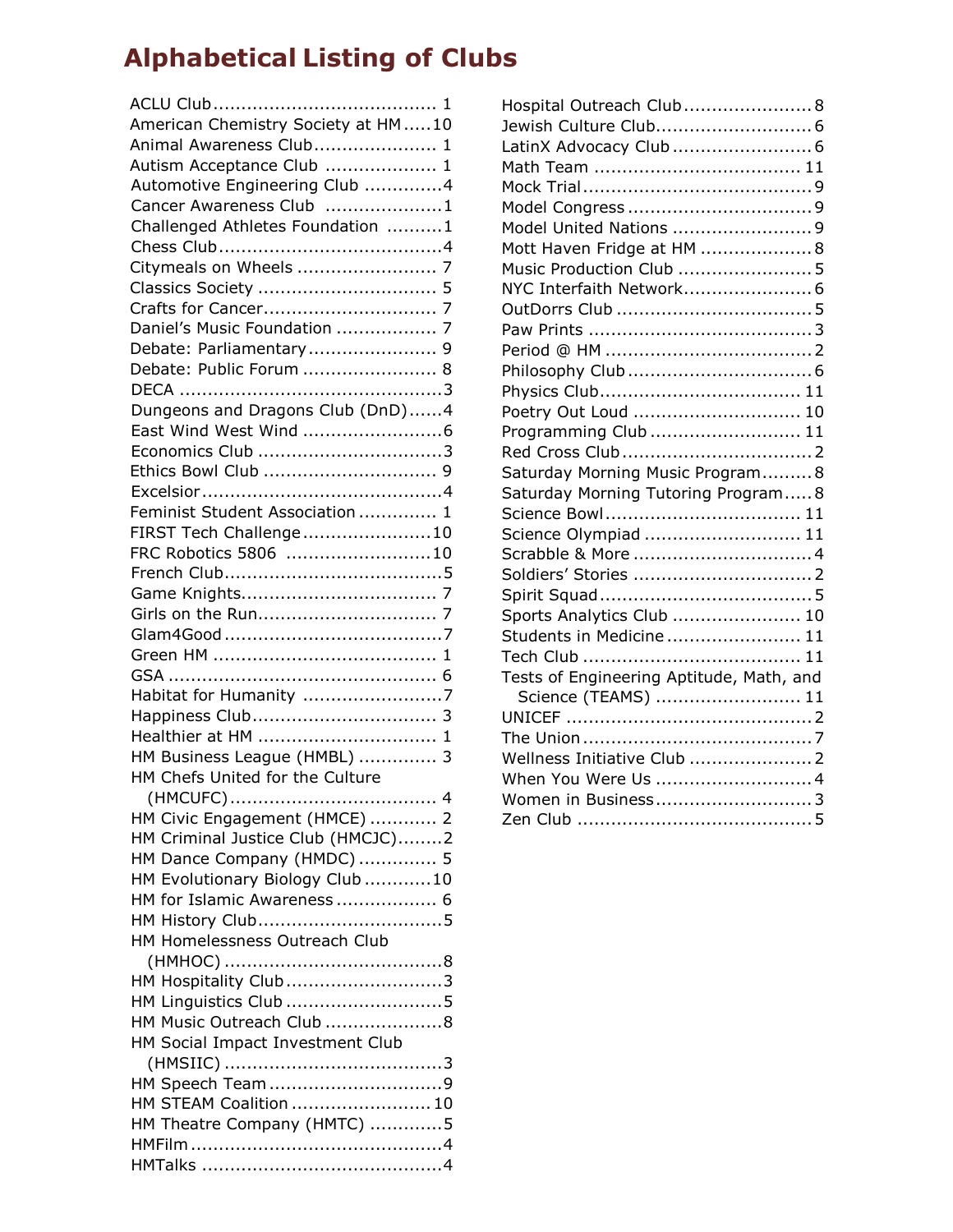# Alphabetical Listing of Clubs

- ACLU Club ........ 1
- American Chemistry Society at HM ..... 10
- Animal Awareness Club ........ 1
- Autism Acceptance Club ........ 1
- Automotive Engineering Club ........ 4
- Cancer Awareness Club ........ 1
- Challenged Athletes Foundation ........ 1
- Chess Club ........ 4
- Citymeals on Wheels ........ 7
- Classics Society ........ 5
- Crafts for Cancer ........ 7
- Daniel's Music Foundation ........ 7
- Debate: Parliamentary ........ 9
- Debate: Public Forum ........ 8
- DECA ........ 3
- Dungeons and Dragons Club (DnD) ...... 4
- East Wind West Wind ........ 6
- Economics Club ........ 3
- Ethics Bowl Club ........ 9
- Excelsior ........ 4
- Feminist Student Association ........ 1
- FIRST Tech Challenge ........ 10
- FRC Robotics 5806 ........ 10
- French Club ........ 5
- Game Knights ........ 7
- Girls on the Run ........ 7
- Glam4Good ........ 7
- Green HM ........ 1
- GSA ........ 6
- Habitat for Humanity ........ 7
- Happiness Club ........ 3
- Healthier at HM ........ 1
- HM Business League (HMBL) ........ 3
- HM Chefs United for the Culture (HMCUFC) ........ 4
- HM Civic Engagement (HMCE) ........ 2
- HM Criminal Justice Club (HMCJC) ........ 2
- HM Dance Company (HMDC) ........ 5
- HM Evolutionary Biology Club ........ 10
- HM for Islamic Awareness ........ 6
- HM History Club ........ 5
- HM Homelessness Outreach Club (HMHOC) ........ 8
- HM Hospitality Club ........ 3
- HM Linguistics Club ........ 5
- HM Music Outreach Club ........ 8
- HM Social Impact Investment Club (HMSIIC) ........ 3
- HM Speech Team ........ 9
- HM STEAM Coalition ........ 10
- HM Theatre Company (HMTC) ........ 5
- HMFilm ........ 4
- HMTalks ........ 4
- Hospital Outreach Club ........ 8
- Jewish Culture Club ........ 6
- LatinX Advocacy Club ........ 6
- Math Team ........ 11
- Mock Trial ........ 9
- Model Congress ........ 9
- Model United Nations ........ 9
- Mott Haven Fridge at HM ........ 8
- Music Production Club ........ 5
- NYC Interfaith Network ........ 6
- OutDorrs Club ........ 5
- Paw Prints ........ 3
- Period @ HM ........ 2
- Philosophy Club ........ 6
- Physics Club ........ 11
- Poetry Out Loud ........ 10
- Programming Club ........ 11
- Red Cross Club ........ 2
- Saturday Morning Music Program ........ 8
- Saturday Morning Tutoring Program ..... 8
- Science Bowl ........ 11
- Science Olympiad ........ 11
- Scrabble & More ........ 4
- Soldiers' Stories ........ 2
- Spirit Squad ........ 5
- Sports Analytics Club ........ 10
- Students in Medicine ........ 11
- Tech Club ........ 11
- Tests of Engineering Aptitude, Math, and Science (TEAMS) ........ 11
- UNICEF ........ 2
- The Union ........ 7
- Wellness Initiative Club ........ 2
- When You Were Us ........ 4
- Women in Business ........ 3
- Zen Club ........ 5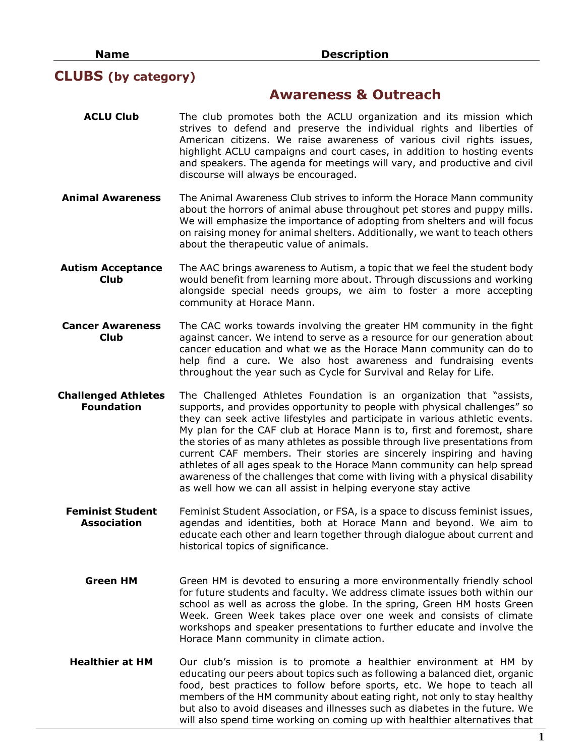| Name | Description |
|---|---|

## CLUBS (by category)

### Awareness & Outreach

| Name | Description |
|---|---|
| **ACLU Club** | The club promotes both the ACLU organization and its mission which strives to defend and preserve the individual rights and liberties of American citizens. We raise awareness of various civil rights issues, highlight ACLU campaigns and court cases, in addition to hosting events and speakers. The agenda for meetings will vary, and productive and civil discourse will always be encouraged. |
| **Animal Awareness** | The Animal Awareness Club strives to inform the Horace Mann community about the horrors of animal abuse throughout pet stores and puppy mills. We will emphasize the importance of adopting from shelters and will focus on raising money for animal shelters. Additionally, we want to teach others about the therapeutic value of animals. |
| **Autism Acceptance Club** | The AAC brings awareness to Autism, a topic that we feel the student body would benefit from learning more about. Through discussions and working alongside special needs groups, we aim to foster a more accepting community at Horace Mann. |
| **Cancer Awareness Club** | The CAC works towards involving the greater HM community in the fight against cancer. We intend to serve as a resource for our generation about cancer education and what we as the Horace Mann community can do to help find a cure. We also host awareness and fundraising events throughout the year such as Cycle for Survival and Relay for Life. |
| **Challenged Athletes Foundation** | The Challenged Athletes Foundation is an organization that "assists, supports, and provides opportunity to people with physical challenges" so they can seek active lifestyles and participate in various athletic events. My plan for the CAF club at Horace Mann is to, first and foremost, share the stories of as many athletes as possible through live presentations from current CAF members. Their stories are sincerely inspiring and having athletes of all ages speak to the Horace Mann community can help spread awareness of the challenges that come with living with a physical disability as well how we can all assist in helping everyone stay active |
| **Feminist Student Association** | Feminist Student Association, or FSA, is a space to discuss feminist issues, agendas and identities, both at Horace Mann and beyond. We aim to educate each other and learn together through dialogue about current and historical topics of significance. |
| **Green HM** | Green HM is devoted to ensuring a more environmentally friendly school for future students and faculty. We address climate issues both within our school as well as across the globe. In the spring, Green HM hosts Green Week. Green Week takes place over one week and consists of climate workshops and speaker presentations to further educate and involve the Horace Mann community in climate action. |
| **Healthier at HM** | Our club's mission is to promote a healthier environment at HM by educating our peers about topics such as following a balanced diet, organic food, best practices to follow before sports, etc. We hope to teach all members of the HM community about eating right, not only to stay healthy but also to avoid diseases and illnesses such as diabetes in the future. We will also spend time working on coming up with healthier alternatives that |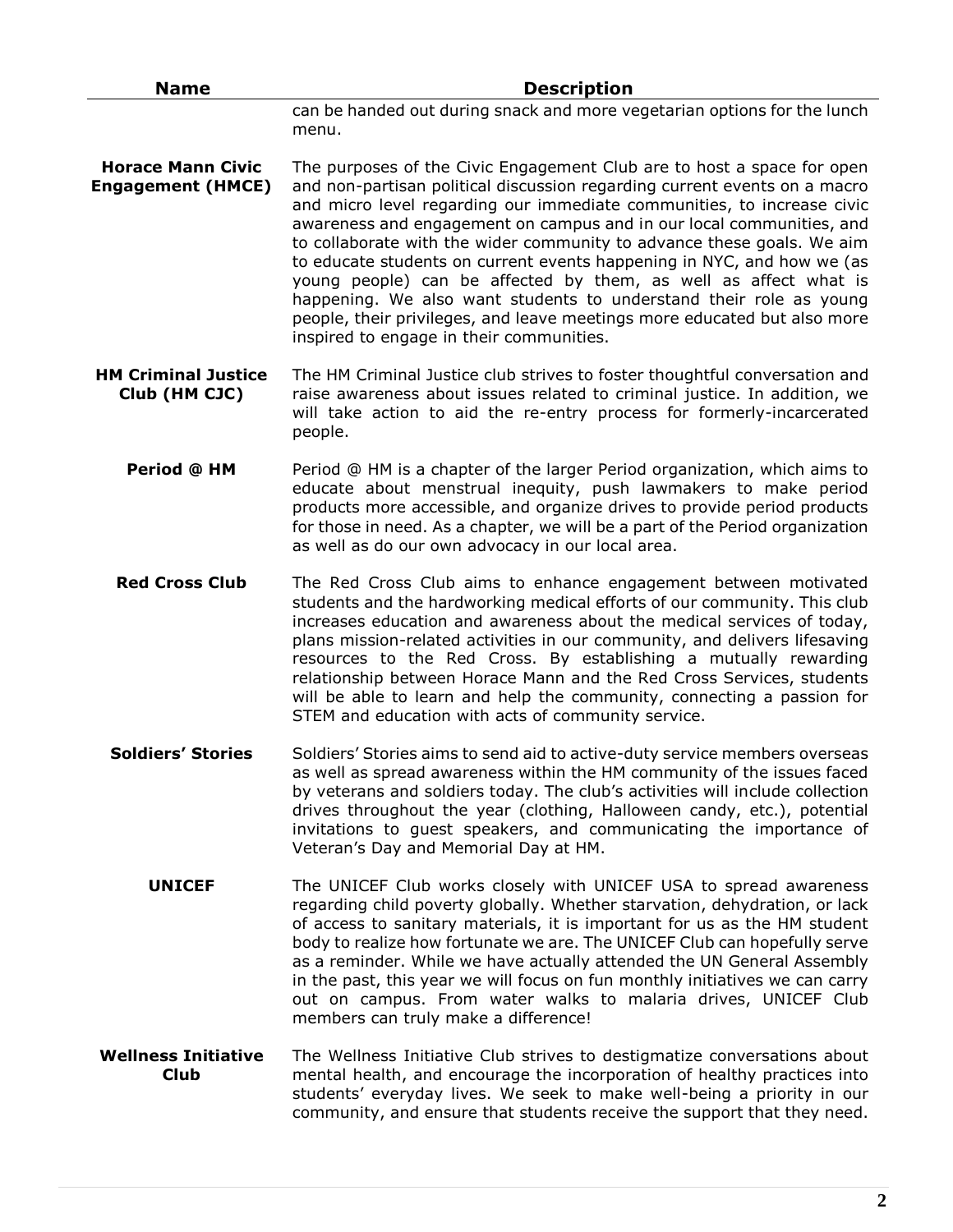| Name | Description |
|---|---|
| | can be handed out during snack and more vegetarian options for the lunch menu. |
| **Horace Mann Civic Engagement (HMCE)** | The purposes of the Civic Engagement Club are to host a space for open and non-partisan political discussion regarding current events on a macro and micro level regarding our immediate communities, to increase civic awareness and engagement on campus and in our local communities, and to collaborate with the wider community to advance these goals. We aim to educate students on current events happening in NYC, and how we (as young people) can be affected by them, as well as affect what is happening. We also want students to understand their role as young people, their privileges, and leave meetings more educated but also more inspired to engage in their communities. |
| **HM Criminal Justice Club (HM CJC)** | The HM Criminal Justice club strives to foster thoughtful conversation and raise awareness about issues related to criminal justice. In addition, we will take action to aid the re-entry process for formerly-incarcerated people. |
| **Period @ HM** | Period @ HM is a chapter of the larger Period organization, which aims to educate about menstrual inequity, push lawmakers to make period products more accessible, and organize drives to provide period products for those in need. As a chapter, we will be a part of the Period organization as well as do our own advocacy in our local area. |
| **Red Cross Club** | The Red Cross Club aims to enhance engagement between motivated students and the hardworking medical efforts of our community. This club increases education and awareness about the medical services of today, plans mission-related activities in our community, and delivers lifesaving resources to the Red Cross. By establishing a mutually rewarding relationship between Horace Mann and the Red Cross Services, students will be able to learn and help the community, connecting a passion for STEM and education with acts of community service. |
| **Soldiers' Stories** | Soldiers' Stories aims to send aid to active-duty service members overseas as well as spread awareness within the HM community of the issues faced by veterans and soldiers today. The club's activities will include collection drives throughout the year (clothing, Halloween candy, etc.), potential invitations to guest speakers, and communicating the importance of Veteran's Day and Memorial Day at HM. |
| **UNICEF** | The UNICEF Club works closely with UNICEF USA to spread awareness regarding child poverty globally. Whether starvation, dehydration, or lack of access to sanitary materials, it is important for us as the HM student body to realize how fortunate we are. The UNICEF Club can hopefully serve as a reminder. While we have actually attended the UN General Assembly in the past, this year we will focus on fun monthly initiatives we can carry out on campus. From water walks to malaria drives, UNICEF Club members can truly make a difference! |
| **Wellness Initiative Club** | The Wellness Initiative Club strives to destigmatize conversations about mental health, and encourage the incorporation of healthy practices into students' everyday lives. We seek to make well-being a priority in our community, and ensure that students receive the support that they need. |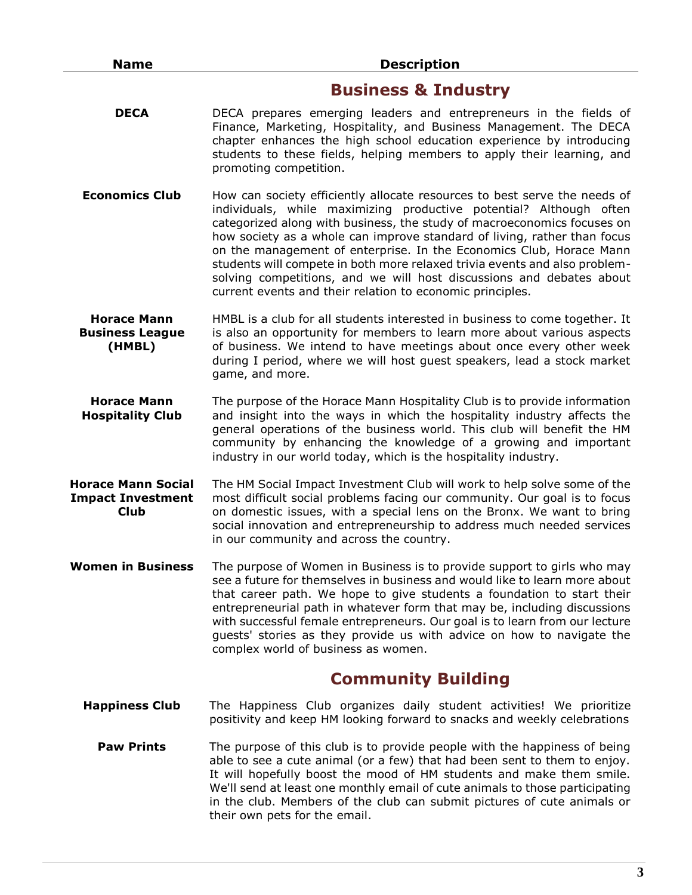| Name | Description |
| --- | --- |
| | **Business & Industry** |
| **DECA** | DECA prepares emerging leaders and entrepreneurs in the fields of Finance, Marketing, Hospitality, and Business Management. The DECA chapter enhances the high school education experience by introducing students to these fields, helping members to apply their learning, and promoting competition. |
| **Economics Club** | How can society efficiently allocate resources to best serve the needs of individuals, while maximizing productive potential? Although often categorized along with business, the study of macroeconomics focuses on how society as a whole can improve standard of living, rather than focus on the management of enterprise. In the Economics Club, Horace Mann students will compete in both more relaxed trivia events and also problem-solving competitions, and we will host discussions and debates about current events and their relation to economic principles. |
| **Horace Mann Business League (HMBL)** | HMBL is a club for all students interested in business to come together. It is also an opportunity for members to learn more about various aspects of business. We intend to have meetings about once every other week during I period, where we will host guest speakers, lead a stock market game, and more. |
| **Horace Mann Hospitality Club** | The purpose of the Horace Mann Hospitality Club is to provide information and insight into the ways in which the hospitality industry affects the general operations of the business world. This club will benefit the HM community by enhancing the knowledge of a growing and important industry in our world today, which is the hospitality industry. |
| **Horace Mann Social Impact Investment Club** | The HM Social Impact Investment Club will work to help solve some of the most difficult social problems facing our community. Our goal is to focus on domestic issues, with a special lens on the Bronx. We want to bring social innovation and entrepreneurship to address much needed services in our community and across the country. |
| **Women in Business** | The purpose of Women in Business is to provide support to girls who may see a future for themselves in business and would like to learn more about that career path. We hope to give students a foundation to start their entrepreneurial path in whatever form that may be, including discussions with successful female entrepreneurs. Our goal is to learn from our lecture guests' stories as they provide us with advice on how to navigate the complex world of business as women. |
| | **Community Building** |
| **Happiness Club** | The Happiness Club organizes daily student activities! We prioritize positivity and keep HM looking forward to snacks and weekly celebrations |
| **Paw Prints** | The purpose of this club is to provide people with the happiness of being able to see a cute animal (or a few) that had been sent to them to enjoy. It will hopefully boost the mood of HM students and make them smile. We'll send at least one monthly email of cute animals to those participating in the club. Members of the club can submit pictures of cute animals or their own pets for the email. |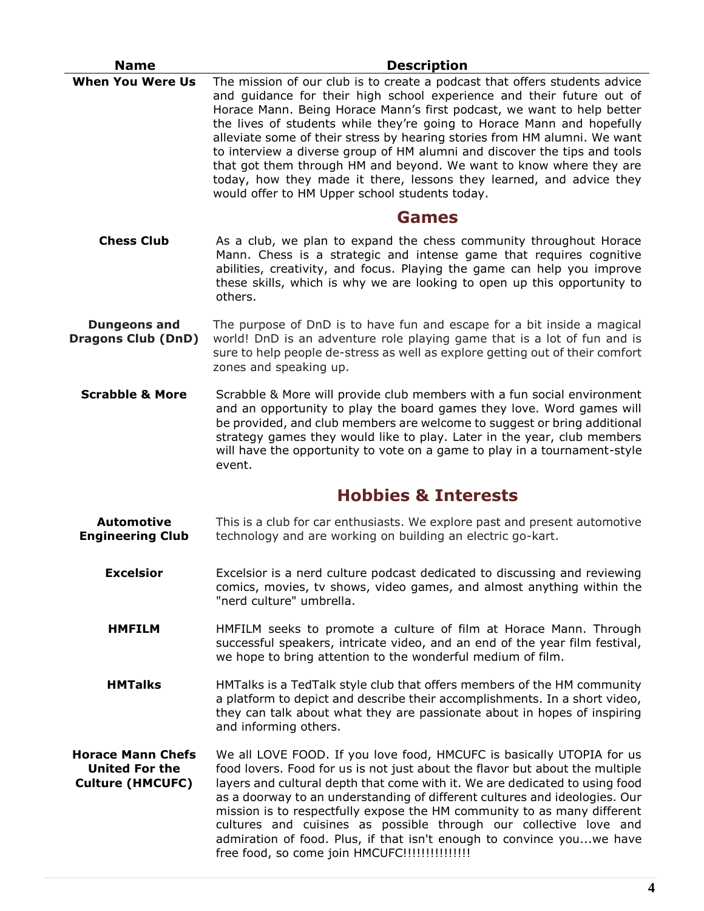| Name | Description |
| --- | --- |
| **When You Were Us** | The mission of our club is to create a podcast that offers students advice and guidance for their high school experience and their future out of Horace Mann. Being Horace Mann's first podcast, we want to help better the lives of students while they're going to Horace Mann and hopefully alleviate some of their stress by hearing stories from HM alumni. We want to interview a diverse group of HM alumni and discover the tips and tools that got them through HM and beyond. We want to know where they are today, how they made it there, lessons they learned, and advice they would offer to HM Upper school students today. |

## Games

| Name | Description |
| --- | --- |
| **Chess Club** | As a club, we plan to expand the chess community throughout Horace Mann. Chess is a strategic and intense game that requires cognitive abilities, creativity, and focus. Playing the game can help you improve these skills, which is why we are looking to open up this opportunity to others. |
| **Dungeons and Dragons Club (DnD)** | The purpose of DnD is to have fun and escape for a bit inside a magical world! DnD is an adventure role playing game that is a lot of fun and is sure to help people de-stress as well as explore getting out of their comfort zones and speaking up. |
| **Scrabble & More** | Scrabble & More will provide club members with a fun social environment and an opportunity to play the board games they love. Word games will be provided, and club members are welcome to suggest or bring additional strategy games they would like to play. Later in the year, club members will have the opportunity to vote on a game to play in a tournament-style event. |

## Hobbies & Interests

| Name | Description |
| --- | --- |
| **Automotive Engineering Club** | This is a club for car enthusiasts. We explore past and present automotive technology and are working on building an electric go-kart. |
| **Excelsior** | Excelsior is a nerd culture podcast dedicated to discussing and reviewing comics, movies, tv shows, video games, and almost anything within the "nerd culture" umbrella. |
| **HMFILM** | HMFILM seeks to promote a culture of film at Horace Mann. Through successful speakers, intricate video, and an end of the year film festival, we hope to bring attention to the wonderful medium of film. |
| **HMTalks** | HMTalks is a TedTalk style club that offers members of the HM community a platform to depict and describe their accomplishments. In a short video, they can talk about what they are passionate about in hopes of inspiring and informing others. |
| **Horace Mann Chefs United For the Culture (HMCUFC)** | We all LOVE FOOD. If you love food, HMCUFC is basically UTOPIA for us food lovers. Food for us is not just about the flavor but about the multiple layers and cultural depth that come with it. We are dedicated to using food as a doorway to an understanding of different cultures and ideologies. Our mission is to respectfully expose the HM community to as many different cultures and cuisines as possible through our collective love and admiration of food. Plus, if that isn't enough to convince you...we have free food, so come join HMCUFC!!!!!!!!!!!!!!! |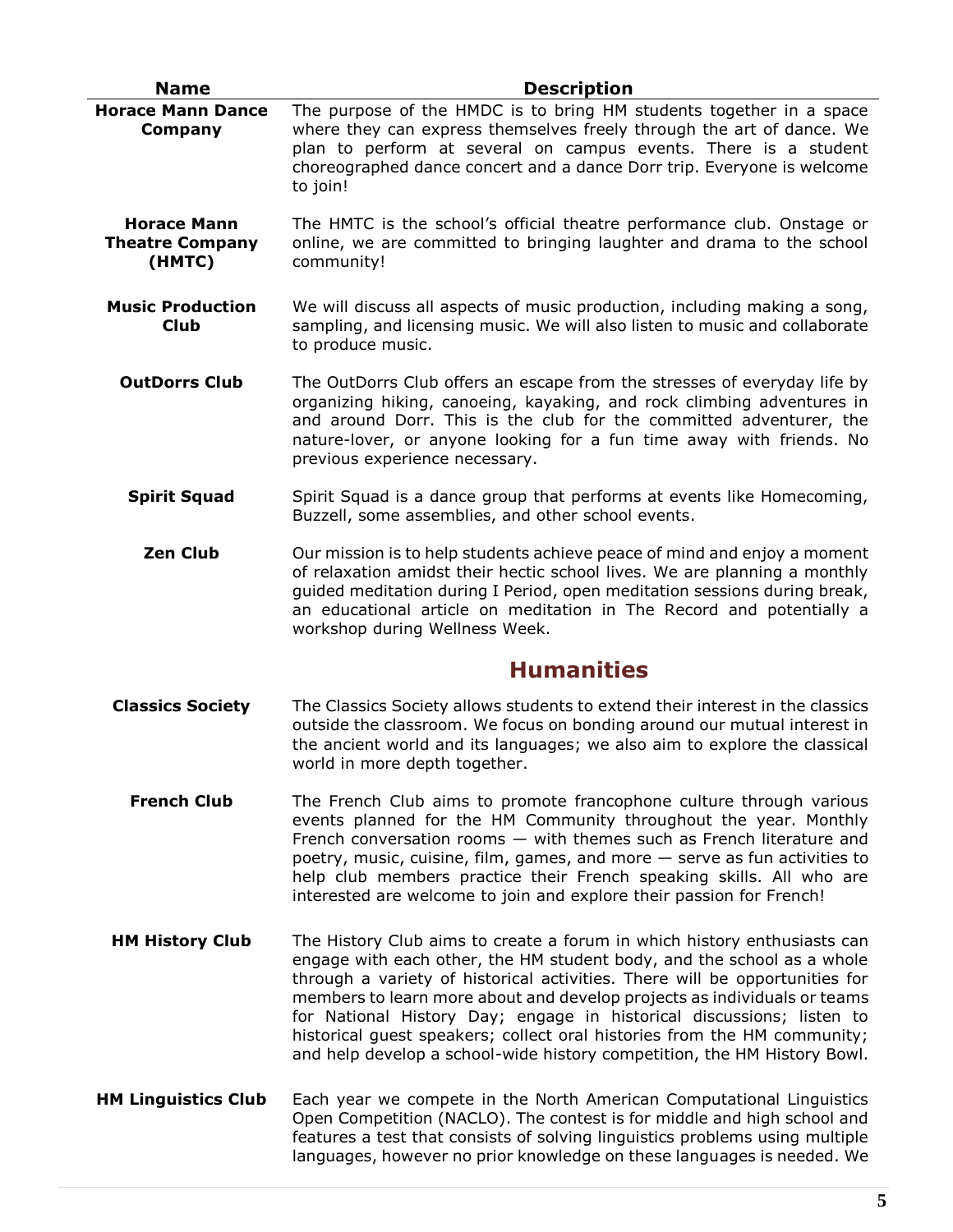| Name | Description |
|---|---|
| **Horace Mann Dance Company** | The purpose of the HMDC is to bring HM students together in a space where they can express themselves freely through the art of dance. We plan to perform at several on campus events. There is a student choreographed dance concert and a dance Dorr trip. Everyone is welcome to join! |
| **Horace Mann Theatre Company (HMTC)** | The HMTC is the school's official theatre performance club. Onstage or online, we are committed to bringing laughter and drama to the school community! |
| **Music Production Club** | We will discuss all aspects of music production, including making a song, sampling, and licensing music. We will also listen to music and collaborate to produce music. |
| **OutDorrs Club** | The OutDorrs Club offers an escape from the stresses of everyday life by organizing hiking, canoeing, kayaking, and rock climbing adventures in and around Dorr. This is the club for the committed adventurer, the nature-lover, or anyone looking for a fun time away with friends. No previous experience necessary. |
| **Spirit Squad** | Spirit Squad is a dance group that performs at events like Homecoming, Buzzell, some assemblies, and other school events. |
| **Zen Club** | Our mission is to help students achieve peace of mind and enjoy a moment of relaxation amidst their hectic school lives. We are planning a monthly guided meditation during I Period, open meditation sessions during break, an educational article on meditation in The Record and potentially a workshop during Wellness Week. |

## Humanities

| Name | Description |
|---|---|
| **Classics Society** | The Classics Society allows students to extend their interest in the classics outside the classroom. We focus on bonding around our mutual interest in the ancient world and its languages; we also aim to explore the classical world in more depth together. |
| **French Club** | The French Club aims to promote francophone culture through various events planned for the HM Community throughout the year. Monthly French conversation rooms — with themes such as French literature and poetry, music, cuisine, film, games, and more — serve as fun activities to help club members practice their French speaking skills. All who are interested are welcome to join and explore their passion for French! |
| **HM History Club** | The History Club aims to create a forum in which history enthusiasts can engage with each other, the HM student body, and the school as a whole through a variety of historical activities. There will be opportunities for members to learn more about and develop projects as individuals or teams for National History Day; engage in historical discussions; listen to historical guest speakers; collect oral histories from the HM community; and help develop a school-wide history competition, the HM History Bowl. |
| **HM Linguistics Club** | Each year we compete in the North American Computational Linguistics Open Competition (NACLO). The contest is for middle and high school and features a test that consists of solving linguistics problems using multiple languages, however no prior knowledge on these languages is needed. We |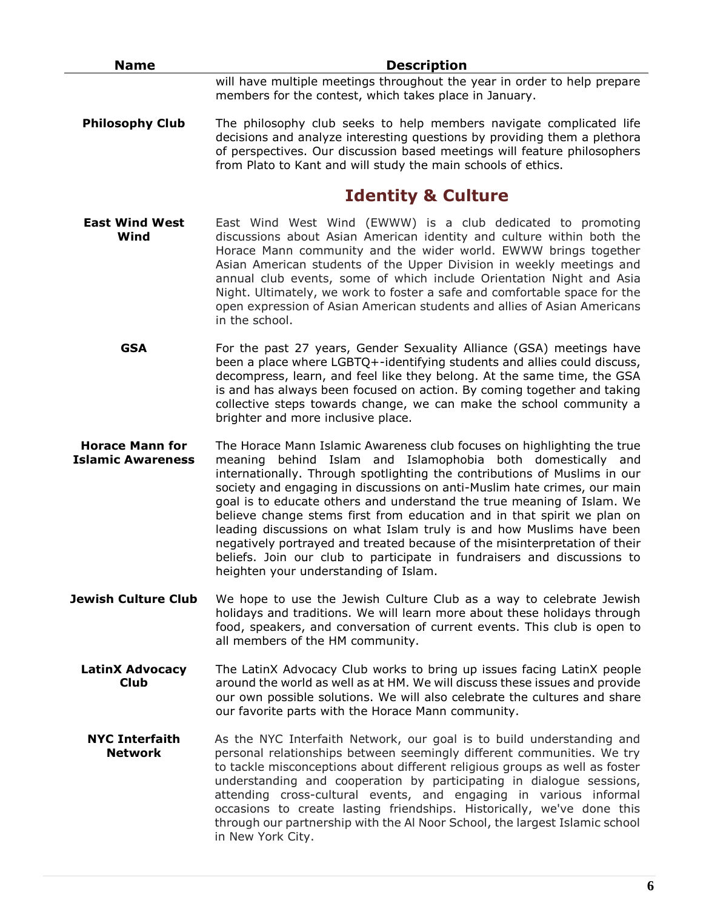| Name | Description |
| --- | --- |
| | will have multiple meetings throughout the year in order to help prepare members for the contest, which takes place in January. |
| **Philosophy Club** | The philosophy club seeks to help members navigate complicated life decisions and analyze interesting questions by providing them a plethora of perspectives. Our discussion based meetings will feature philosophers from Plato to Kant and will study the main schools of ethics. |

## Identity & Culture

| Name | Description |
| --- | --- |
| **East Wind West Wind** | East Wind West Wind (EWWW) is a club dedicated to promoting discussions about Asian American identity and culture within both the Horace Mann community and the wider world. EWWW brings together Asian American students of the Upper Division in weekly meetings and annual club events, some of which include Orientation Night and Asia Night. Ultimately, we work to foster a safe and comfortable space for the open expression of Asian American students and allies of Asian Americans in the school. |
| **GSA** | For the past 27 years, Gender Sexuality Alliance (GSA) meetings have been a place where LGBTQ+-identifying students and allies could discuss, decompress, learn, and feel like they belong. At the same time, the GSA is and has always been focused on action. By coming together and taking collective steps towards change, we can make the school community a brighter and more inclusive place. |
| **Horace Mann for Islamic Awareness** | The Horace Mann Islamic Awareness club focuses on highlighting the true meaning behind Islam and Islamophobia both domestically and internationally. Through spotlighting the contributions of Muslims in our society and engaging in discussions on anti-Muslim hate crimes, our main goal is to educate others and understand the true meaning of Islam. We believe change stems first from education and in that spirit we plan on leading discussions on what Islam truly is and how Muslims have been negatively portrayed and treated because of the misinterpretation of their beliefs. Join our club to participate in fundraisers and discussions to heighten your understanding of Islam. |
| **Jewish Culture Club** | We hope to use the Jewish Culture Club as a way to celebrate Jewish holidays and traditions. We will learn more about these holidays through food, speakers, and conversation of current events. This club is open to all members of the HM community. |
| **LatinX Advocacy Club** | The LatinX Advocacy Club works to bring up issues facing LatinX people around the world as well as at HM. We will discuss these issues and provide our own possible solutions. We will also celebrate the cultures and share our favorite parts with the Horace Mann community. |
| **NYC Interfaith Network** | As the NYC Interfaith Network, our goal is to build understanding and personal relationships between seemingly different communities. We try to tackle misconceptions about different religious groups as well as foster understanding and cooperation by participating in dialogue sessions, attending cross-cultural events, and engaging in various informal occasions to create lasting friendships. Historically, we've done this through our partnership with the Al Noor School, the largest Islamic school in New York City. |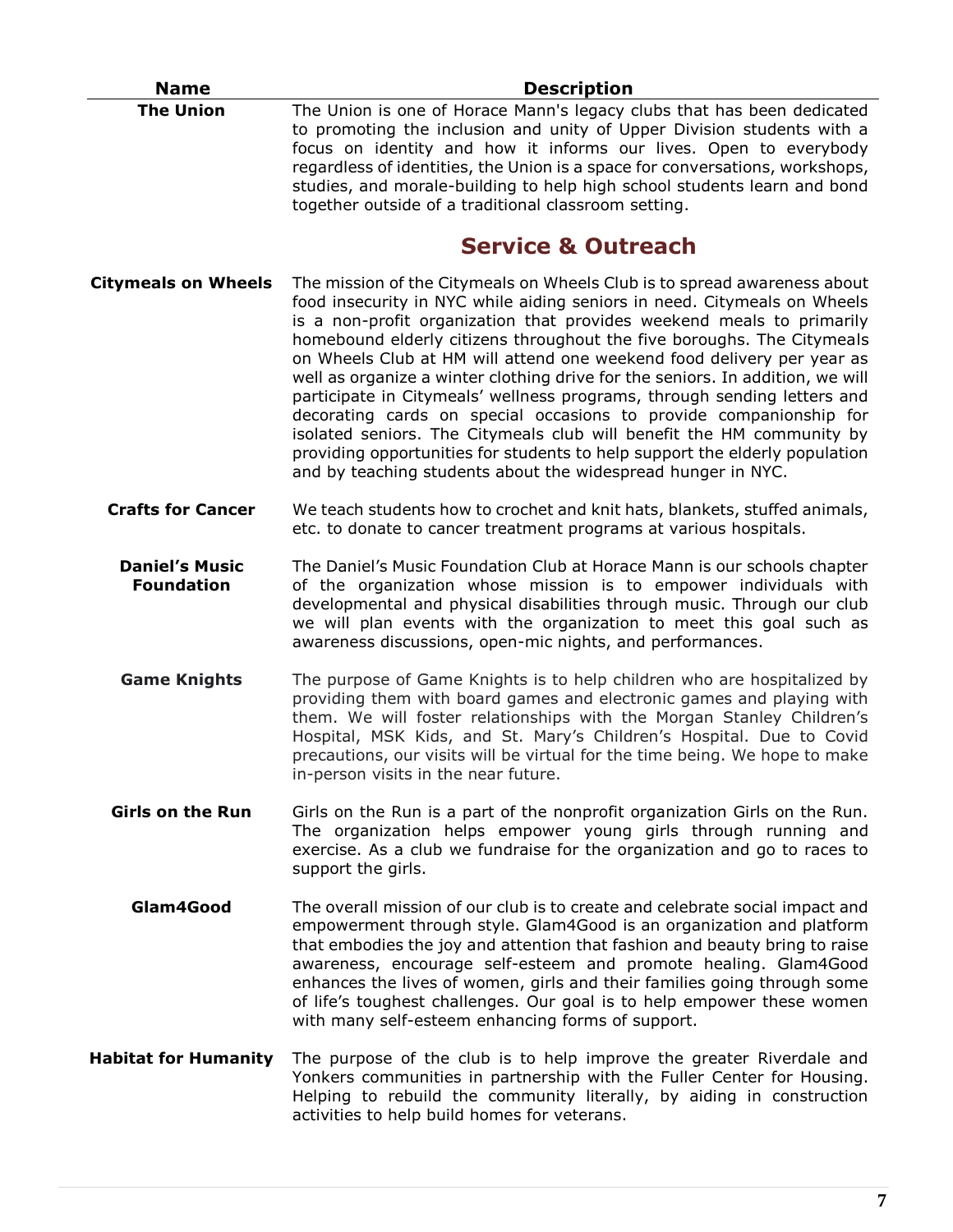| Name | Description |
|---|---|
| **The Union** | The Union is one of Horace Mann's legacy clubs that has been dedicated to promoting the inclusion and unity of Upper Division students with a focus on identity and how it informs our lives. Open to everybody regardless of identities, the Union is a space for conversations, workshops, studies, and morale-building to help high school students learn and bond together outside of a traditional classroom setting. |

## Service & Outreach

| Name | Description |
|---|---|
| **Citymeals on Wheels** | The mission of the Citymeals on Wheels Club is to spread awareness about food insecurity in NYC while aiding seniors in need. Citymeals on Wheels is a non-profit organization that provides weekend meals to primarily homebound elderly citizens throughout the five boroughs. The Citymeals on Wheels Club at HM will attend one weekend food delivery per year as well as organize a winter clothing drive for the seniors. In addition, we will participate in Citymeals' wellness programs, through sending letters and decorating cards on special occasions to provide companionship for isolated seniors. The Citymeals club will benefit the HM community by providing opportunities for students to help support the elderly population and by teaching students about the widespread hunger in NYC. |
| **Crafts for Cancer** | We teach students how to crochet and knit hats, blankets, stuffed animals, etc. to donate to cancer treatment programs at various hospitals. |
| **Daniel's Music Foundation** | The Daniel's Music Foundation Club at Horace Mann is our schools chapter of the organization whose mission is to empower individuals with developmental and physical disabilities through music. Through our club we will plan events with the organization to meet this goal such as awareness discussions, open-mic nights, and performances. |
| **Game Knights** | The purpose of Game Knights is to help children who are hospitalized by providing them with board games and electronic games and playing with them. We will foster relationships with the Morgan Stanley Children's Hospital, MSK Kids, and St. Mary's Children's Hospital. Due to Covid precautions, our visits will be virtual for the time being. We hope to make in-person visits in the near future. |
| **Girls on the Run** | Girls on the Run is a part of the nonprofit organization Girls on the Run. The organization helps empower young girls through running and exercise. As a club we fundraise for the organization and go to races to support the girls. |
| **Glam4Good** | The overall mission of our club is to create and celebrate social impact and empowerment through style. Glam4Good is an organization and platform that embodies the joy and attention that fashion and beauty bring to raise awareness, encourage self-esteem and promote healing. Glam4Good enhances the lives of women, girls and their families going through some of life's toughest challenges. Our goal is to help empower these women with many self-esteem enhancing forms of support. |
| **Habitat for Humanity** | The purpose of the club is to help improve the greater Riverdale and Yonkers communities in partnership with the Fuller Center for Housing. Helping to rebuild the community literally, by aiding in construction activities to help build homes for veterans. |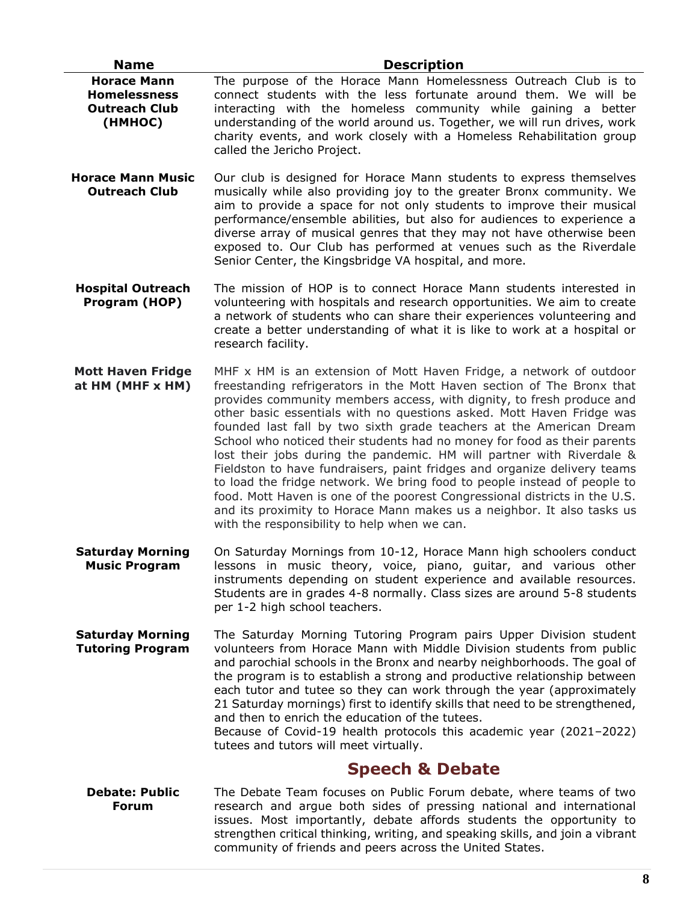| Name | Description |
|---|---|
| **Horace Mann Homelessness Outreach Club (HMHOC)** | The purpose of the Horace Mann Homelessness Outreach Club is to connect students with the less fortunate around them. We will be interacting with the homeless community while gaining a better understanding of the world around us. Together, we will run drives, work charity events, and work closely with a Homeless Rehabilitation group called the Jericho Project. |
| **Horace Mann Music Outreach Club** | Our club is designed for Horace Mann students to express themselves musically while also providing joy to the greater Bronx community. We aim to provide a space for not only students to improve their musical performance/ensemble abilities, but also for audiences to experience a diverse array of musical genres that they may not have otherwise been exposed to. Our Club has performed at venues such as the Riverdale Senior Center, the Kingsbridge VA hospital, and more. |
| **Hospital Outreach Program (HOP)** | The mission of HOP is to connect Horace Mann students interested in volunteering with hospitals and research opportunities. We aim to create a network of students who can share their experiences volunteering and create a better understanding of what it is like to work at a hospital or research facility. |
| **Mott Haven Fridge at HM (MHF x HM)** | MHF x HM is an extension of Mott Haven Fridge, a network of outdoor freestanding refrigerators in the Mott Haven section of The Bronx that provides community members access, with dignity, to fresh produce and other basic essentials with no questions asked. Mott Haven Fridge was founded last fall by two sixth grade teachers at the American Dream School who noticed their students had no money for food as their parents lost their jobs during the pandemic. HM will partner with Riverdale & Fieldston to have fundraisers, paint fridges and organize delivery teams to load the fridge network. We bring food to people instead of people to food. Mott Haven is one of the poorest Congressional districts in the U.S. and its proximity to Horace Mann makes us a neighbor. It also tasks us with the responsibility to help when we can. |
| **Saturday Morning Music Program** | On Saturday Mornings from 10-12, Horace Mann high schoolers conduct lessons in music theory, voice, piano, guitar, and various other instruments depending on student experience and available resources. Students are in grades 4-8 normally. Class sizes are around 5-8 students per 1-2 high school teachers. |
| **Saturday Morning Tutoring Program** | The Saturday Morning Tutoring Program pairs Upper Division student volunteers from Horace Mann with Middle Division students from public and parochial schools in the Bronx and nearby neighborhoods. The goal of the program is to establish a strong and productive relationship between each tutor and tutee so they can work through the year (approximately 21 Saturday mornings) first to identify skills that need to be strengthened, and then to enrich the education of the tutees. Because of Covid-19 health protocols this academic year (2021–2022) tutees and tutors will meet virtually. |

## Speech & Debate

| Name | Description |
|---|---|
| **Debate: Public Forum** | The Debate Team focuses on Public Forum debate, where teams of two research and argue both sides of pressing national and international issues. Most importantly, debate affords students the opportunity to strengthen critical thinking, writing, and speaking skills, and join a vibrant community of friends and peers across the United States. |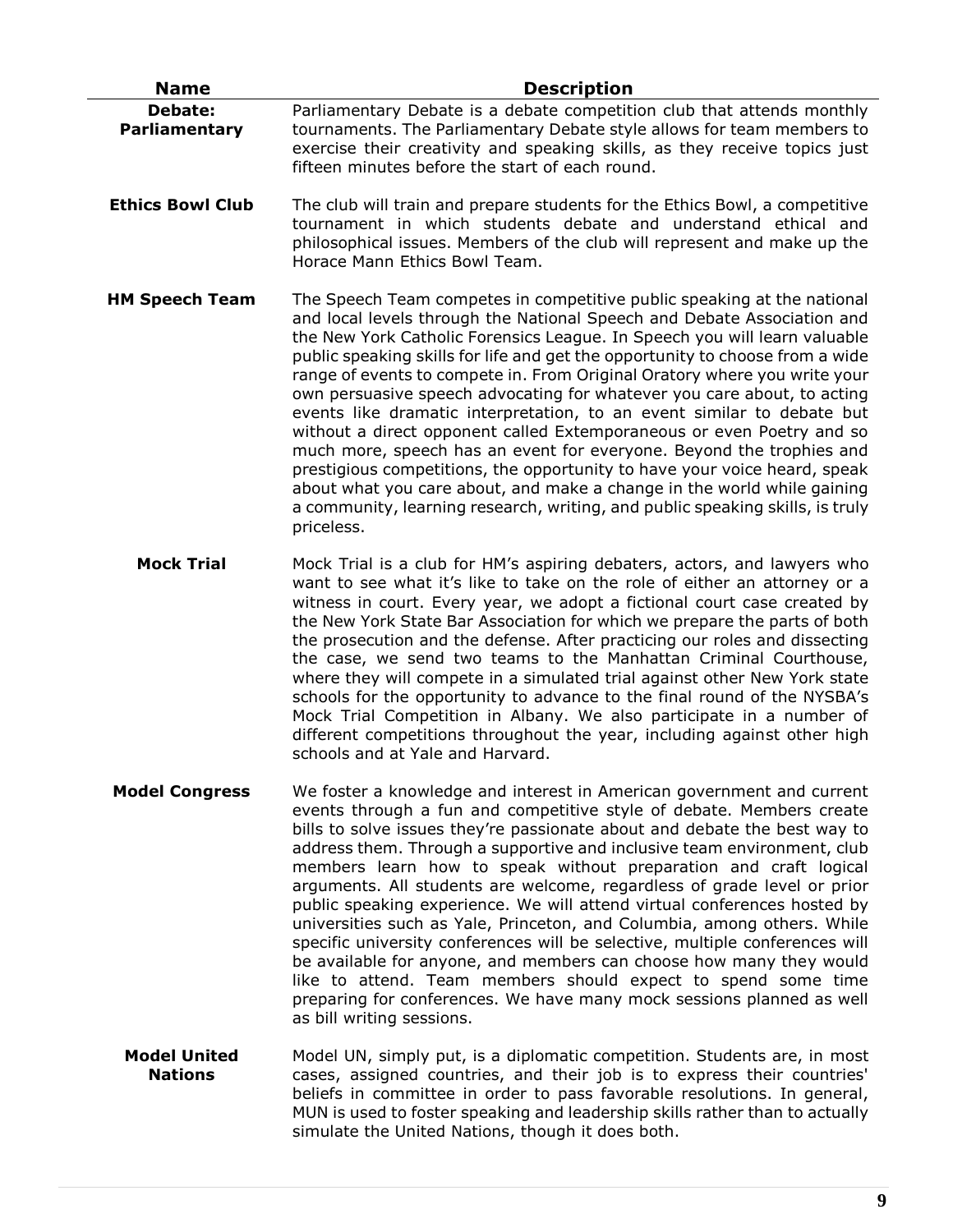| Name | Description |
|---|---|
| **Debate: Parliamentary** | Parliamentary Debate is a debate competition club that attends monthly tournaments. The Parliamentary Debate style allows for team members to exercise their creativity and speaking skills, as they receive topics just fifteen minutes before the start of each round. |
| **Ethics Bowl Club** | The club will train and prepare students for the Ethics Bowl, a competitive tournament in which students debate and understand ethical and philosophical issues. Members of the club will represent and make up the Horace Mann Ethics Bowl Team. |
| **HM Speech Team** | The Speech Team competes in competitive public speaking at the national and local levels through the National Speech and Debate Association and the New York Catholic Forensics League. In Speech you will learn valuable public speaking skills for life and get the opportunity to choose from a wide range of events to compete in. From Original Oratory where you write your own persuasive speech advocating for whatever you care about, to acting events like dramatic interpretation, to an event similar to debate but without a direct opponent called Extemporaneous or even Poetry and so much more, speech has an event for everyone. Beyond the trophies and prestigious competitions, the opportunity to have your voice heard, speak about what you care about, and make a change in the world while gaining a community, learning research, writing, and public speaking skills, is truly priceless. |
| **Mock Trial** | Mock Trial is a club for HM's aspiring debaters, actors, and lawyers who want to see what it's like to take on the role of either an attorney or a witness in court. Every year, we adopt a fictional court case created by the New York State Bar Association for which we prepare the parts of both the prosecution and the defense. After practicing our roles and dissecting the case, we send two teams to the Manhattan Criminal Courthouse, where they will compete in a simulated trial against other New York state schools for the opportunity to advance to the final round of the NYSBA's Mock Trial Competition in Albany. We also participate in a number of different competitions throughout the year, including against other high schools and at Yale and Harvard. |
| **Model Congress** | We foster a knowledge and interest in American government and current events through a fun and competitive style of debate. Members create bills to solve issues they're passionate about and debate the best way to address them. Through a supportive and inclusive team environment, club members learn how to speak without preparation and craft logical arguments. All students are welcome, regardless of grade level or prior public speaking experience. We will attend virtual conferences hosted by universities such as Yale, Princeton, and Columbia, among others. While specific university conferences will be selective, multiple conferences will be available for anyone, and members can choose how many they would like to attend. Team members should expect to spend some time preparing for conferences. We have many mock sessions planned as well as bill writing sessions. |
| **Model United Nations** | Model UN, simply put, is a diplomatic competition. Students are, in most cases, assigned countries, and their job is to express their countries' beliefs in committee in order to pass favorable resolutions. In general, MUN is used to foster speaking and leadership skills rather than to actually simulate the United Nations, though it does both. |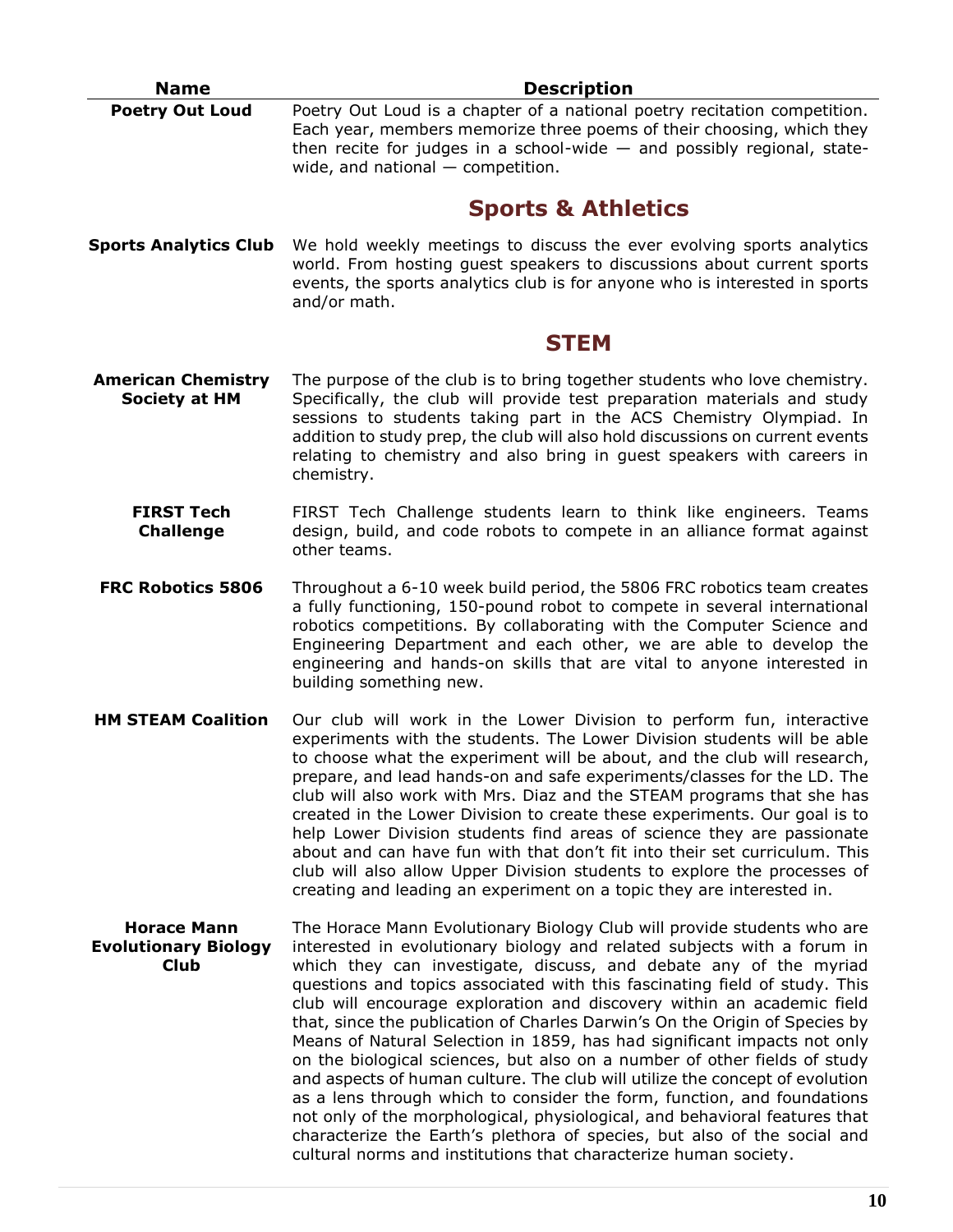| Name | Description |
|---|---|
| **Poetry Out Loud** | Poetry Out Loud is a chapter of a national poetry recitation competition. Each year, members memorize three poems of their choosing, which they then recite for judges in a school-wide — and possibly regional, state-wide, and national — competition. |

## Sports & Athletics

| Name | Description |
|---|---|
| **Sports Analytics Club** | We hold weekly meetings to discuss the ever evolving sports analytics world. From hosting guest speakers to discussions about current sports events, the sports analytics club is for anyone who is interested in sports and/or math. |

## STEM

| Name | Description |
|---|---|
| **American Chemistry Society at HM** | The purpose of the club is to bring together students who love chemistry. Specifically, the club will provide test preparation materials and study sessions to students taking part in the ACS Chemistry Olympiad. In addition to study prep, the club will also hold discussions on current events relating to chemistry and also bring in guest speakers with careers in chemistry. |
| **FIRST Tech Challenge** | FIRST Tech Challenge students learn to think like engineers. Teams design, build, and code robots to compete in an alliance format against other teams. |
| **FRC Robotics 5806** | Throughout a 6-10 week build period, the 5806 FRC robotics team creates a fully functioning, 150-pound robot to compete in several international robotics competitions. By collaborating with the Computer Science and Engineering Department and each other, we are able to develop the engineering and hands-on skills that are vital to anyone interested in building something new. |
| **HM STEAM Coalition** | Our club will work in the Lower Division to perform fun, interactive experiments with the students. The Lower Division students will be able to choose what the experiment will be about, and the club will research, prepare, and lead hands-on and safe experiments/classes for the LD. The club will also work with Mrs. Diaz and the STEAM programs that she has created in the Lower Division to create these experiments. Our goal is to help Lower Division students find areas of science they are passionate about and can have fun with that don't fit into their set curriculum. This club will also allow Upper Division students to explore the processes of creating and leading an experiment on a topic they are interested in. |
| **Horace Mann Evolutionary Biology Club** | The Horace Mann Evolutionary Biology Club will provide students who are interested in evolutionary biology and related subjects with a forum in which they can investigate, discuss, and debate any of the myriad questions and topics associated with this fascinating field of study. This club will encourage exploration and discovery within an academic field that, since the publication of Charles Darwin's On the Origin of Species by Means of Natural Selection in 1859, has had significant impacts not only on the biological sciences, but also on a number of other fields of study and aspects of human culture. The club will utilize the concept of evolution as a lens through which to consider the form, function, and foundations not only of the morphological, physiological, and behavioral features that characterize the Earth's plethora of species, but also of the social and cultural norms and institutions that characterize human society. |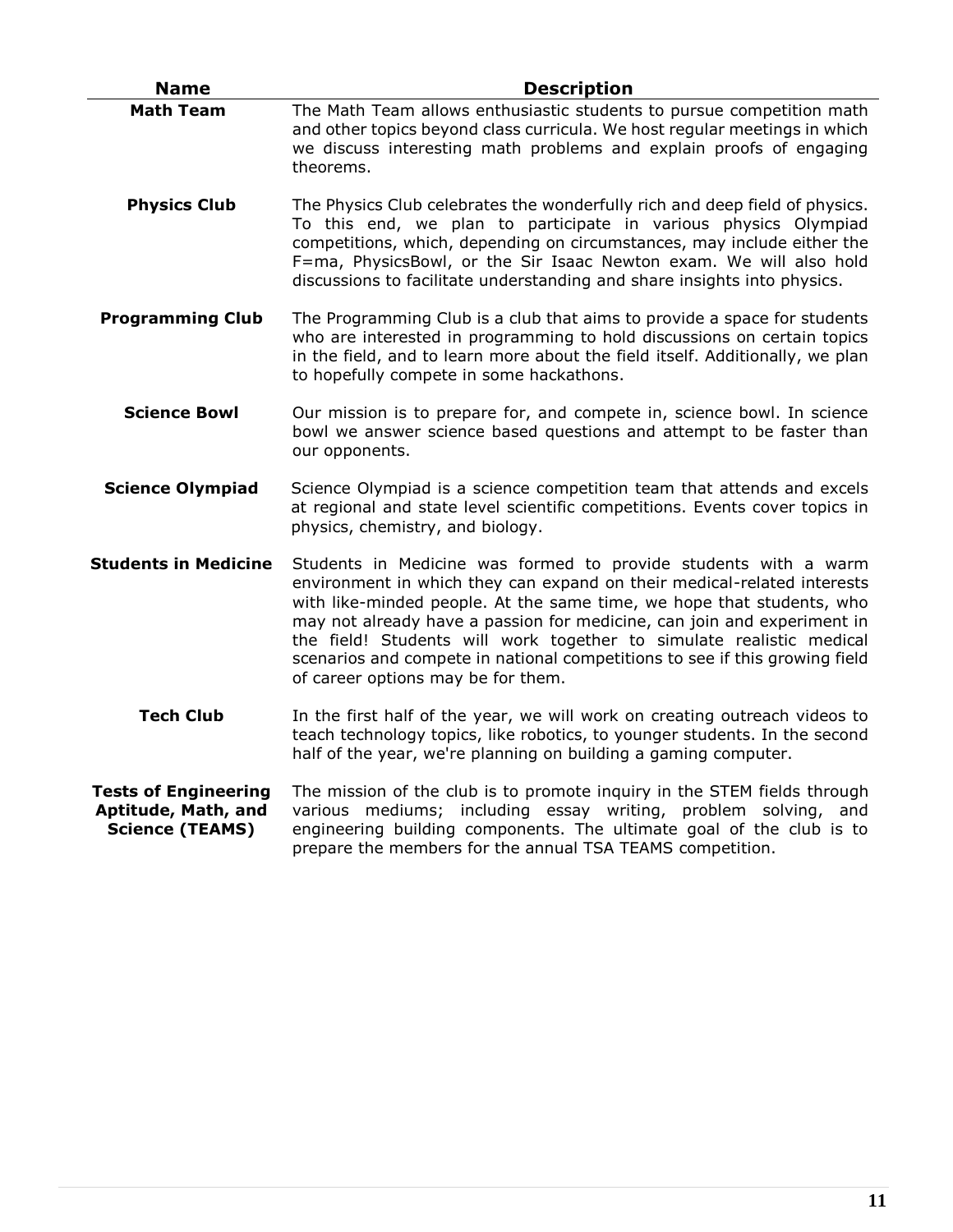| Name | Description |
| --- | --- |
| **Math Team** | The Math Team allows enthusiastic students to pursue competition math and other topics beyond class curricula. We host regular meetings in which we discuss interesting math problems and explain proofs of engaging theorems. |
| **Physics Club** | The Physics Club celebrates the wonderfully rich and deep field of physics. To this end, we plan to participate in various physics Olympiad competitions, which, depending on circumstances, may include either the F=ma, PhysicsBowl, or the Sir Isaac Newton exam. We will also hold discussions to facilitate understanding and share insights into physics. |
| **Programming Club** | The Programming Club is a club that aims to provide a space for students who are interested in programming to hold discussions on certain topics in the field, and to learn more about the field itself. Additionally, we plan to hopefully compete in some hackathons. |
| **Science Bowl** | Our mission is to prepare for, and compete in, science bowl. In science bowl we answer science based questions and attempt to be faster than our opponents. |
| **Science Olympiad** | Science Olympiad is a science competition team that attends and excels at regional and state level scientific competitions. Events cover topics in physics, chemistry, and biology. |
| **Students in Medicine** | Students in Medicine was formed to provide students with a warm environment in which they can expand on their medical-related interests with like-minded people. At the same time, we hope that students, who may not already have a passion for medicine, can join and experiment in the field! Students will work together to simulate realistic medical scenarios and compete in national competitions to see if this growing field of career options may be for them. |
| **Tech Club** | In the first half of the year, we will work on creating outreach videos to teach technology topics, like robotics, to younger students. In the second half of the year, we're planning on building a gaming computer. |
| **Tests of Engineering Aptitude, Math, and Science (TEAMS)** | The mission of the club is to promote inquiry in the STEM fields through various mediums; including essay writing, problem solving, and engineering building components. The ultimate goal of the club is to prepare the members for the annual TSA TEAMS competition. |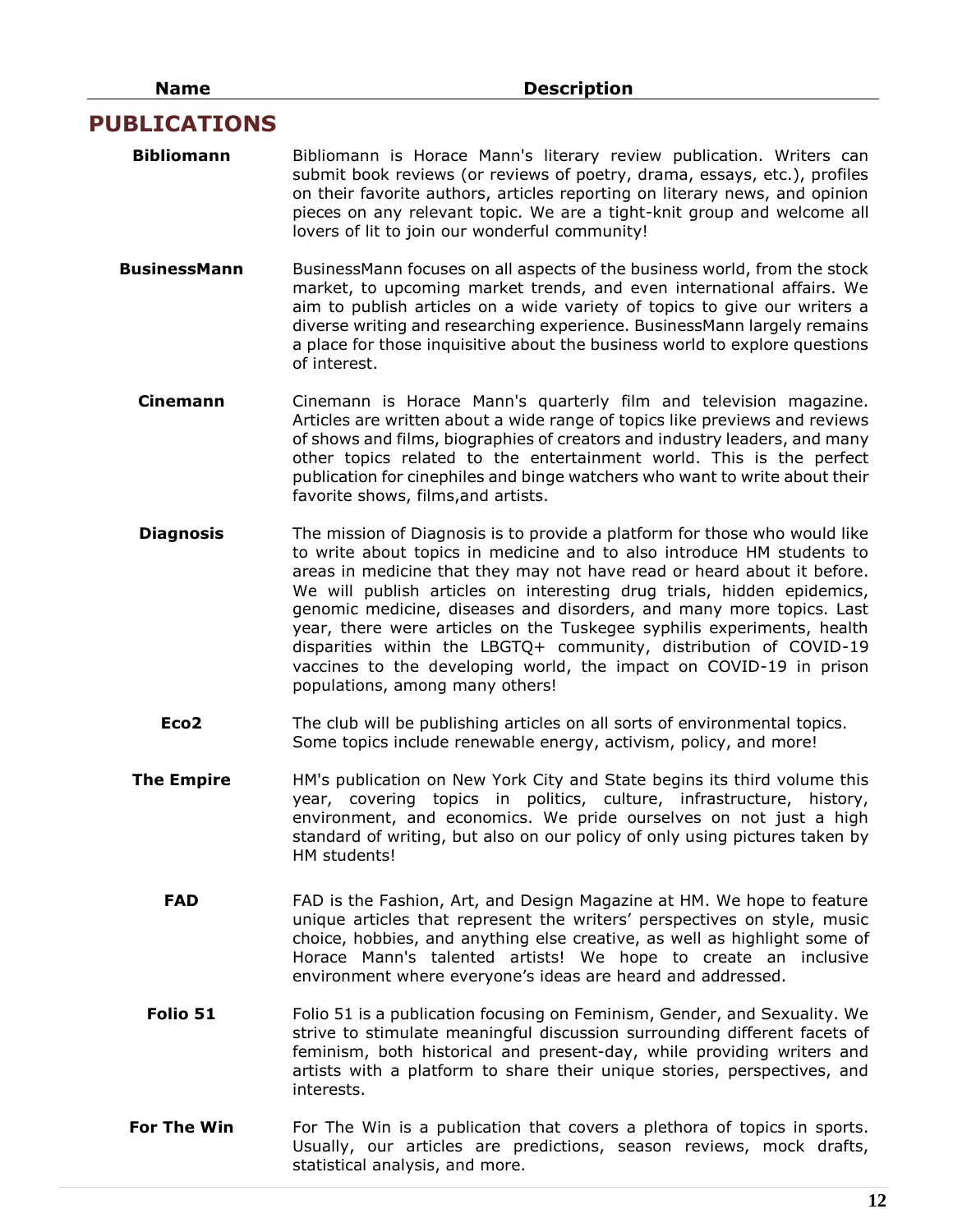| Name | Description |
|---|---|

## PUBLICATIONS

| Name | Description |
|---|---|
| **Bibliomann** | Bibliomann is Horace Mann's literary review publication. Writers can submit book reviews (or reviews of poetry, drama, essays, etc.), profiles on their favorite authors, articles reporting on literary news, and opinion pieces on any relevant topic. We are a tight-knit group and welcome all lovers of lit to join our wonderful community! |
| **BusinessMann** | BusinessMann focuses on all aspects of the business world, from the stock market, to upcoming market trends, and even international affairs. We aim to publish articles on a wide variety of topics to give our writers a diverse writing and researching experience. BusinessMann largely remains a place for those inquisitive about the business world to explore questions of interest. |
| **Cinemann** | Cinemann is Horace Mann's quarterly film and television magazine. Articles are written about a wide range of topics like previews and reviews of shows and films, biographies of creators and industry leaders, and many other topics related to the entertainment world. This is the perfect publication for cinephiles and binge watchers who want to write about their favorite shows, films,and artists. |
| **Diagnosis** | The mission of Diagnosis is to provide a platform for those who would like to write about topics in medicine and to also introduce HM students to areas in medicine that they may not have read or heard about it before. We will publish articles on interesting drug trials, hidden epidemics, genomic medicine, diseases and disorders, and many more topics. Last year, there were articles on the Tuskegee syphilis experiments, health disparities within the LBGTQ+ community, distribution of COVID-19 vaccines to the developing world, the impact on COVID-19 in prison populations, among many others! |
| **Eco2** | The club will be publishing articles on all sorts of environmental topics. Some topics include renewable energy, activism, policy, and more! |
| **The Empire** | HM's publication on New York City and State begins its third volume this year, covering topics in politics, culture, infrastructure, history, environment, and economics. We pride ourselves on not just a high standard of writing, but also on our policy of only using pictures taken by HM students! |
| **FAD** | FAD is the Fashion, Art, and Design Magazine at HM. We hope to feature unique articles that represent the writers' perspectives on style, music choice, hobbies, and anything else creative, as well as highlight some of Horace Mann's talented artists! We hope to create an inclusive environment where everyone's ideas are heard and addressed. |
| **Folio 51** | Folio 51 is a publication focusing on Feminism, Gender, and Sexuality. We strive to stimulate meaningful discussion surrounding different facets of feminism, both historical and present-day, while providing writers and artists with a platform to share their unique stories, perspectives, and interests. |
| **For The Win** | For The Win is a publication that covers a plethora of topics in sports. Usually, our articles are predictions, season reviews, mock drafts, statistical analysis, and more. |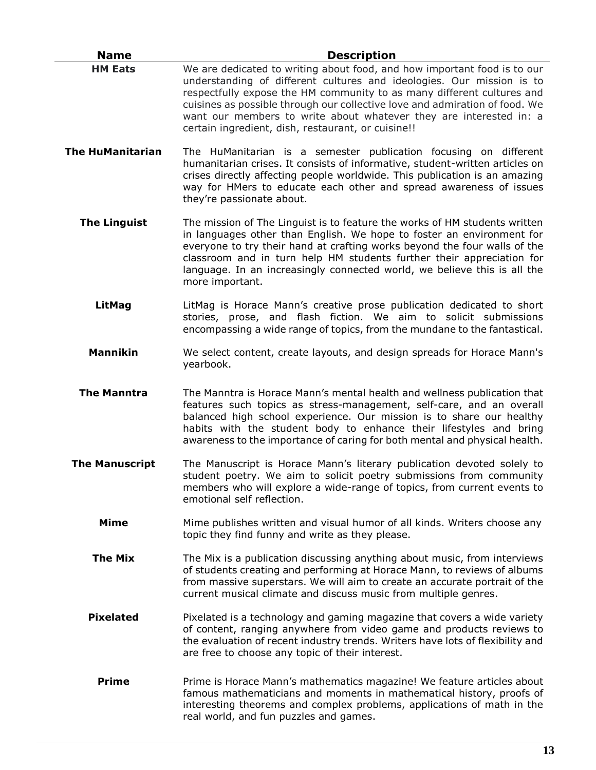| Name | Description |
|---|---|
| **HM Eats** | We are dedicated to writing about food, and how important food is to our understanding of different cultures and ideologies. Our mission is to respectfully expose the HM community to as many different cultures and cuisines as possible through our collective love and admiration of food. We want our members to write about whatever they are interested in: a certain ingredient, dish, restaurant, or cuisine!! |
| **The HuManitarian** | The HuManitarian is a semester publication focusing on different humanitarian crises. It consists of informative, student-written articles on crises directly affecting people worldwide. This publication is an amazing way for HMers to educate each other and spread awareness of issues they're passionate about. |
| **The Linguist** | The mission of The Linguist is to feature the works of HM students written in languages other than English. We hope to foster an environment for everyone to try their hand at crafting works beyond the four walls of the classroom and in turn help HM students further their appreciation for language. In an increasingly connected world, we believe this is all the more important. |
| **LitMag** | LitMag is Horace Mann's creative prose publication dedicated to short stories, prose, and flash fiction. We aim to solicit submissions encompassing a wide range of topics, from the mundane to the fantastical. |
| **Mannikin** | We select content, create layouts, and design spreads for Horace Mann's yearbook. |
| **The Manntra** | The Manntra is Horace Mann's mental health and wellness publication that features such topics as stress-management, self-care, and an overall balanced high school experience. Our mission is to share our healthy habits with the student body to enhance their lifestyles and bring awareness to the importance of caring for both mental and physical health. |
| **The Manuscript** | The Manuscript is Horace Mann's literary publication devoted solely to student poetry. We aim to solicit poetry submissions from community members who will explore a wide-range of topics, from current events to emotional self reflection. |
| **Mime** | Mime publishes written and visual humor of all kinds. Writers choose any topic they find funny and write as they please. |
| **The Mix** | The Mix is a publication discussing anything about music, from interviews of students creating and performing at Horace Mann, to reviews of albums from massive superstars. We will aim to create an accurate portrait of the current musical climate and discuss music from multiple genres. |
| **Pixelated** | Pixelated is a technology and gaming magazine that covers a wide variety of content, ranging anywhere from video game and products reviews to the evaluation of recent industry trends. Writers have lots of flexibility and are free to choose any topic of their interest. |
| **Prime** | Prime is Horace Mann's mathematics magazine! We feature articles about famous mathematicians and moments in mathematical history, proofs of interesting theorems and complex problems, applications of math in the real world, and fun puzzles and games. |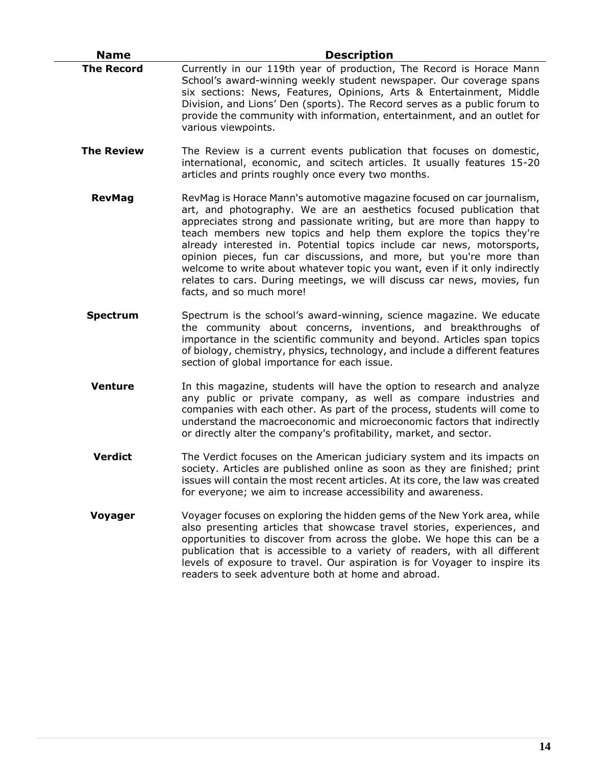| Name | Description |
|---|---|
| **The Record** | Currently in our 119th year of production, The Record is Horace Mann School's award-winning weekly student newspaper. Our coverage spans six sections: News, Features, Opinions, Arts & Entertainment, Middle Division, and Lions' Den (sports). The Record serves as a public forum to provide the community with information, entertainment, and an outlet for various viewpoints. |
| **The Review** | The Review is a current events publication that focuses on domestic, international, economic, and scitech articles. It usually features 15-20 articles and prints roughly once every two months. |
| **RevMag** | RevMag is Horace Mann's automotive magazine focused on car journalism, art, and photography. We are an aesthetics focused publication that appreciates strong and passionate writing, but are more than happy to teach members new topics and help them explore the topics they're already interested in. Potential topics include car news, motorsports, opinion pieces, fun car discussions, and more, but you're more than welcome to write about whatever topic you want, even if it only indirectly relates to cars. During meetings, we will discuss car news, movies, fun facts, and so much more! |
| **Spectrum** | Spectrum is the school's award-winning, science magazine. We educate the community about concerns, inventions, and breakthroughs of importance in the scientific community and beyond. Articles span topics of biology, chemistry, physics, technology, and include a different features section of global importance for each issue. |
| **Venture** | In this magazine, students will have the option to research and analyze any public or private company, as well as compare industries and companies with each other. As part of the process, students will come to understand the macroeconomic and microeconomic factors that indirectly or directly alter the company's profitability, market, and sector. |
| **Verdict** | The Verdict focuses on the American judiciary system and its impacts on society. Articles are published online as soon as they are finished; print issues will contain the most recent articles. At its core, the law was created for everyone; we aim to increase accessibility and awareness. |
| **Voyager** | Voyager focuses on exploring the hidden gems of the New York area, while also presenting articles that showcase travel stories, experiences, and opportunities to discover from across the globe. We hope this can be a publication that is accessible to a variety of readers, with all different levels of exposure to travel. Our aspiration is for Voyager to inspire its readers to seek adventure both at home and abroad. |